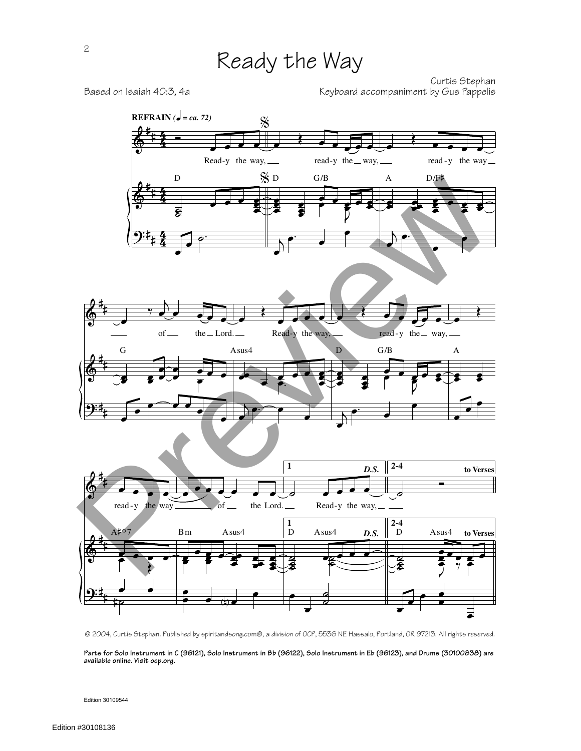# Ready the Way

Based on Isaiah 40:3, 4a

Curtis Stephan
Keyboard accompaniment by Gus Pappelis

**REFRAIN** (♩ = ca. 72)

Read-y the way, read-y the way, read-y the way of the Lord. Read-y the way, read-y the way, read-y the way of the Lord. Read-y the way,

D D G/B A D/F# G Asus4 D G/B A A#°7 Bm Asus4 D Asus4 D Asus4

1 D.S. 2-4 to Verses

© 2004, Curtis Stephan. Published by spiritandsong.com®, a division of OCP, 5536 NE Hassalo, Portland, OR 97213. All rights reserved.

**Parts for Solo Instrument in C (96121), Solo Instrument in Bb (96122), Solo Instrument in Eb (96123), and Drums (30100838) are available online. Visit ocp.org.**

Edition 30109544

Edition #30108136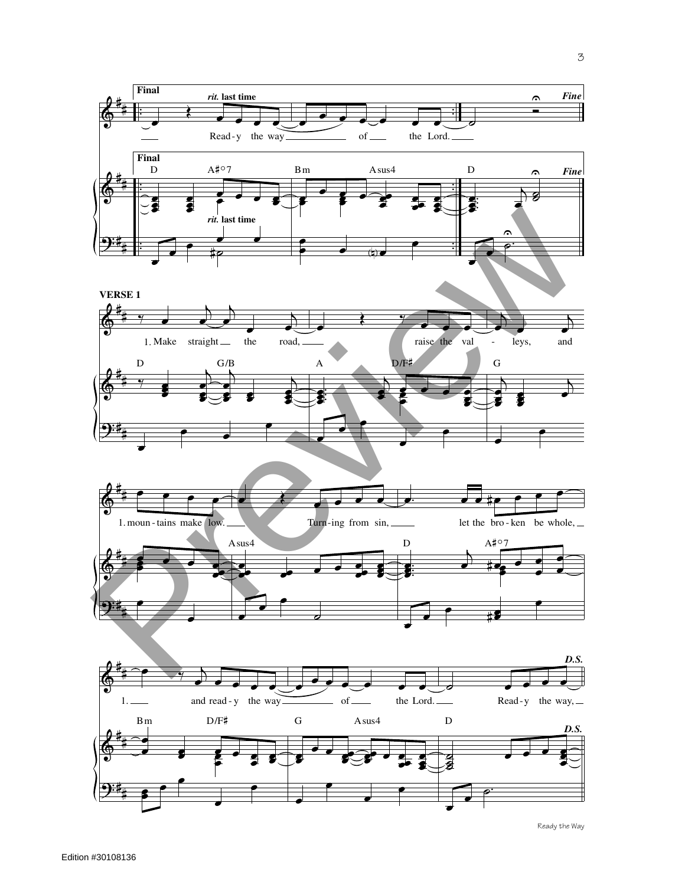**Final**

*rit.* **last time**

*Fine*

Read - y the way of the Lord.

**Final**

D A♯°7 Bm Asus4 D

*Fine*

*rit.* **last time**

**VERSE 1**

1. Make straight the road, raise the val - leys, and

D G/B A D/F♯ G

1. moun - tains make low. Turn - ing from sin, let the bro - ken be whole,

Asus4 D A♯°7

*D.S.*

1. and read - y the way of the Lord. Read - y the way,

Bm D/F♯ G Asus4 D

*D.S.*

Ready the Way

Edition #30108136

Preview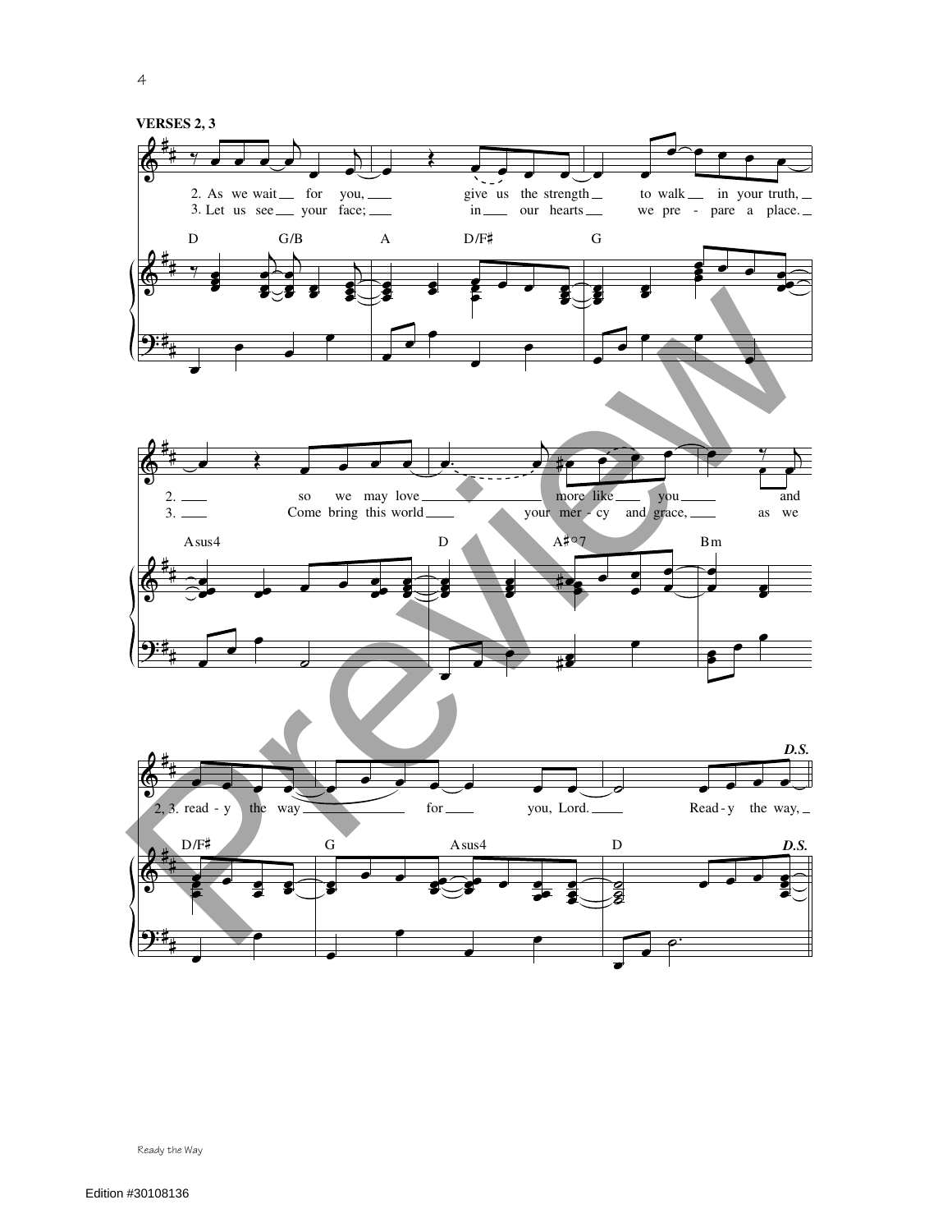**VERSES 2, 3**

2. As we wait for you, give us the strength to walk in your truth,
3. Let us see your face; in our hearts we pre - pare a place.

D G/B A D/F♯ G

2. so we may love more like you and
3. Come bring this world your mer - cy and grace, as we

Asus4 D A♯°7 Bm

2, 3. read - y the way for you, Lord. Read - y the way,

D/F♯ G Asus4 D

*D.S.*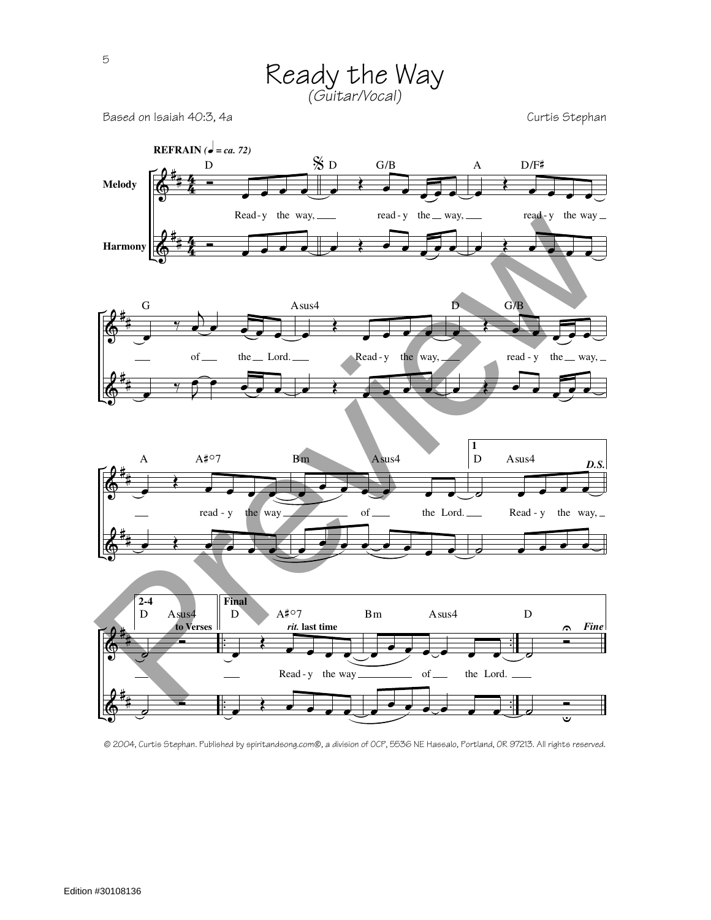# Ready the Way

*(Guitar/Vocal)*

Based on Isaiah 40:3, 4a

Curtis Stephan

**REFRAIN** (♩ = ca. 72)

Melody / Harmony

D | D G/B | A D/F♯

Read - y the way, read - y the way, read - y the way

G | Asus4 | D G/B

of the Lord. Read - y the way, read - y the way,

A A♯°7 | Bm Asus4 | **1** D Asus4 *D.S.*

read - y the way of the Lord. Read - y the way,

**2-4** D Asus4 to Verses | **Final** D A♯°7 *rit.* **last time** | Bm Asus4 | D *Fine*

Read - y the way of the Lord.

© 2004, Curtis Stephan. Published by spiritandsong.com®, a division of OCP, 5536 NE Hassalo, Portland, OR 97213. All rights reserved.

Edition #30108136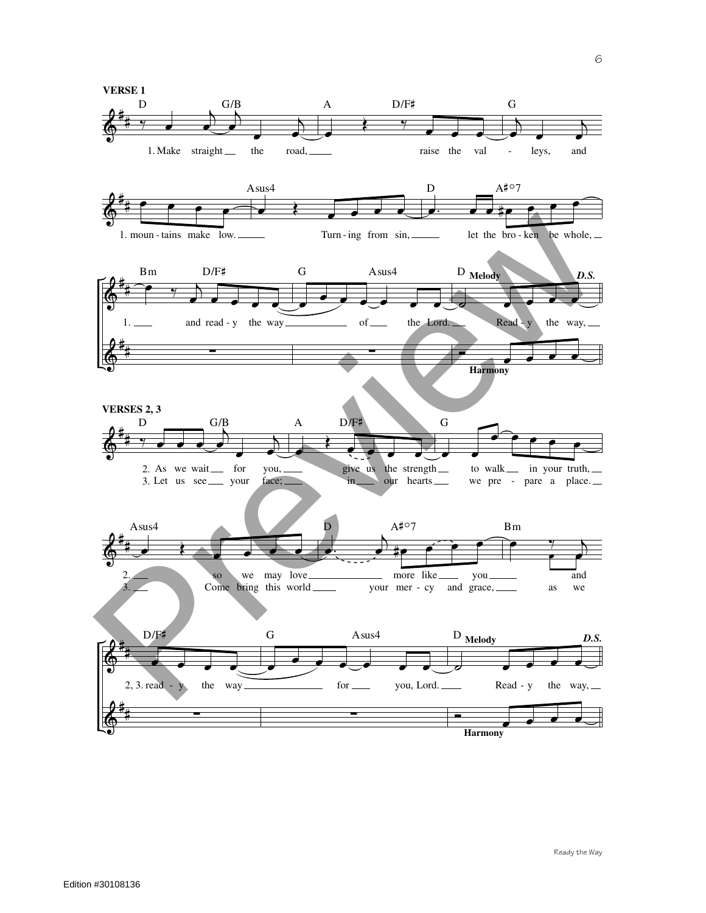**VERSE 1**

D G/B A D/F♯ G

1. Make straight the road, raise the val - leys, and

Asus4 D A♯°7

1. moun - tains make low. Turn - ing from sin, let the bro - ken be whole,

Bm D/F♯ G Asus4 D Melody *D.S.*

1. and read - y the way of the Lord. Read - y the way,

Harmony

**VERSES 2, 3**

D G/B A D/F♯ G

2. As we wait for you, give us the strength to walk in your truth,
3. Let us see your face; in our hearts we pre - pare a place.

Asus4 D A♯°7 Bm

2. so we may love more like you and
3. Come bring this world your mer - cy and grace, as we

D/F♯ G Asus4 D Melody *D.S.*

2, 3. read - y the way for you, Lord. Read - y the way,

Harmony

Edition #30108136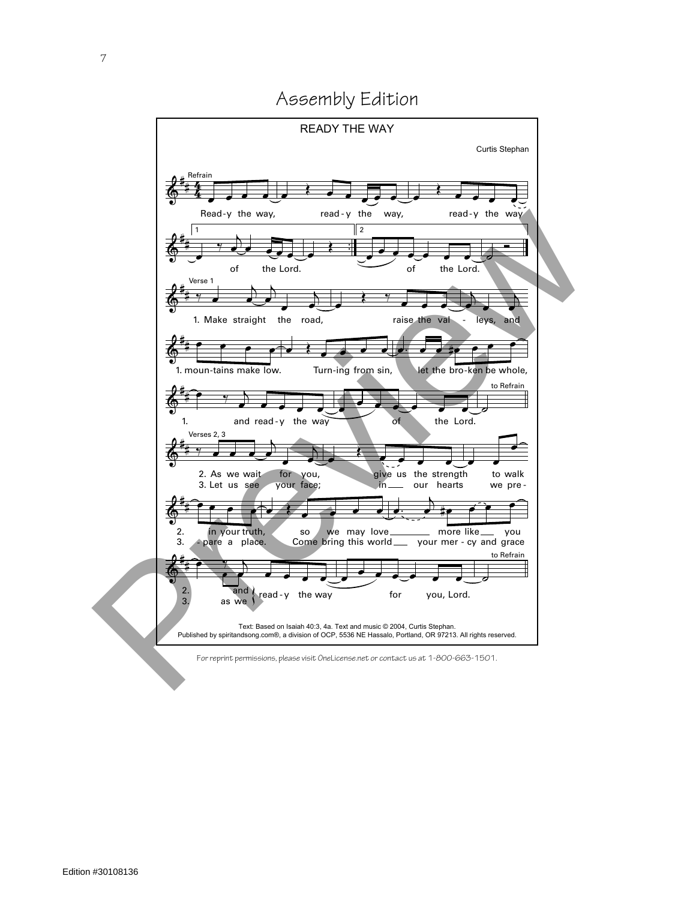# Assembly Edition

## READY THE WAY

Curtis Stephan

Refrain

Read-y the way, read-y the way, read-y the way

of the Lord. of the Lord.

Verse 1

1. Make straight the road, raise the val - leys, and

1. moun-tains make low. Turn-ing from sin, let the bro-ken be whole,

1. and read-y the way of the Lord.

to Refrain

Verses 2, 3

2. As we wait for you, give us the strength to walk
3. Let us see your face; in our hearts we pre-

2. in your truth, so we may love more like you
3. -pare a place. Come bring this world your mer - cy and grace

2. and
3. as we
read-y the way for you, Lord.

to Refrain

Text: Based on Isaiah 40:3, 4a. Text and music © 2004, Curtis Stephan.
Published by spiritandsong.com®, a division of OCP, 5536 NE Hassalo, Portland, OR 97213. All rights reserved.

For reprint permissions, please visit OneLicense.net or contact us at 1-800-663-1501.

Edition #30108136